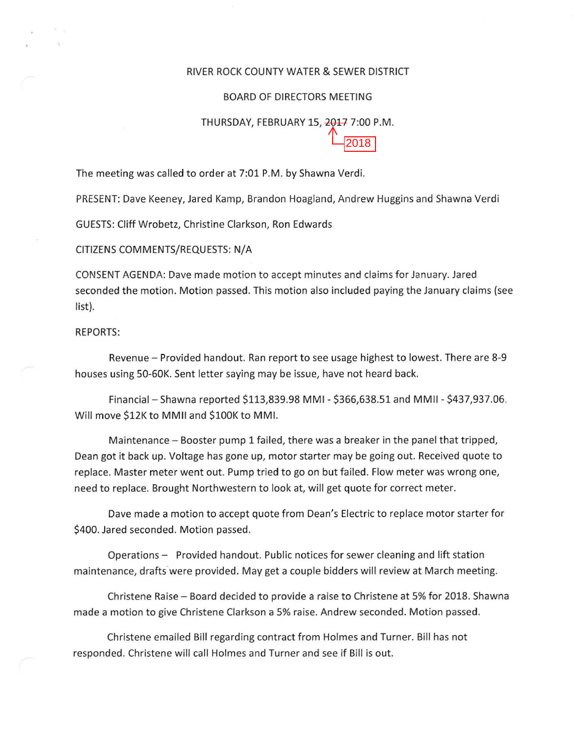RIVER ROCK COUNTY WATER & SEWER DISTRICT

BOARD OF DIRECTORS MEETING

THURSDAY, FEBRUARY 15, ~~2017~~ 2018 7:00 P.M.

The meeting was called to order at 7:01 P.M. by Shawna Verdi.

PRESENT: Dave Keeney, Jared Kamp, Brandon Hoagland, Andrew Huggins and Shawna Verdi

GUESTS: Cliff Wrobetz, Christine Clarkson, Ron Edwards

CITIZENS COMMENTS/REQUESTS: N/A

CONSENT AGENDA: Dave made motion to accept minutes and claims for January. Jared seconded the motion. Motion passed. This motion also included paying the January claims (see list).

REPORTS:

Revenue – Provided handout. Ran report to see usage highest to lowest. There are 8-9 houses using 50-60K. Sent letter saying may be issue, have not heard back.

Financial – Shawna reported $113,839.98 MMI - $366,638.51 and MMII - $437,937.06. Will move $12K to MMII and $100K to MMI.

Maintenance – Booster pump 1 failed, there was a breaker in the panel that tripped, Dean got it back up. Voltage has gone up, motor starter may be going out. Received quote to replace. Master meter went out. Pump tried to go on but failed. Flow meter was wrong one, need to replace. Brought Northwestern to look at, will get quote for correct meter.

Dave made a motion to accept quote from Dean's Electric to replace motor starter for $400. Jared seconded. Motion passed.

Operations – Provided handout. Public notices for sewer cleaning and lift station maintenance, drafts were provided. May get a couple bidders will review at March meeting.

Christene Raise – Board decided to provide a raise to Christene at 5% for 2018. Shawna made a motion to give Christene Clarkson a 5% raise. Andrew seconded. Motion passed.

Christene emailed Bill regarding contract from Holmes and Turner. Bill has not responded. Christene will call Holmes and Turner and see if Bill is out.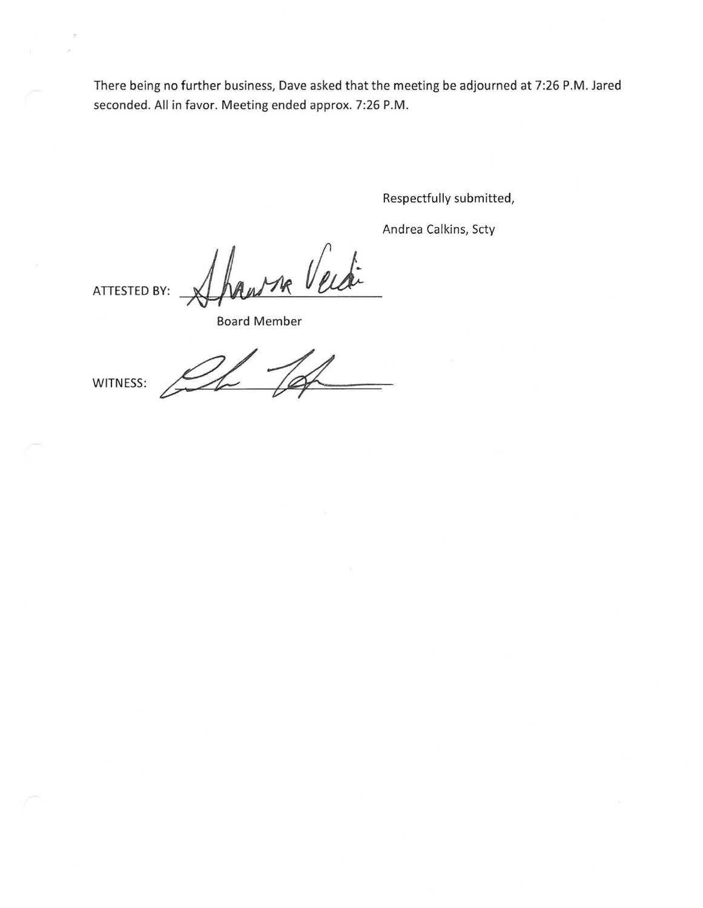There being no further business, Dave asked that the meeting be adjourned at 7:26 P.M. Jared seconded. All in favor. Meeting ended approx. 7:26 P.M.

Respectfully submitted,

Andrea Calkins, Scty

ATTESTED BY: Shawna Verdi
Board Member

WITNESS: